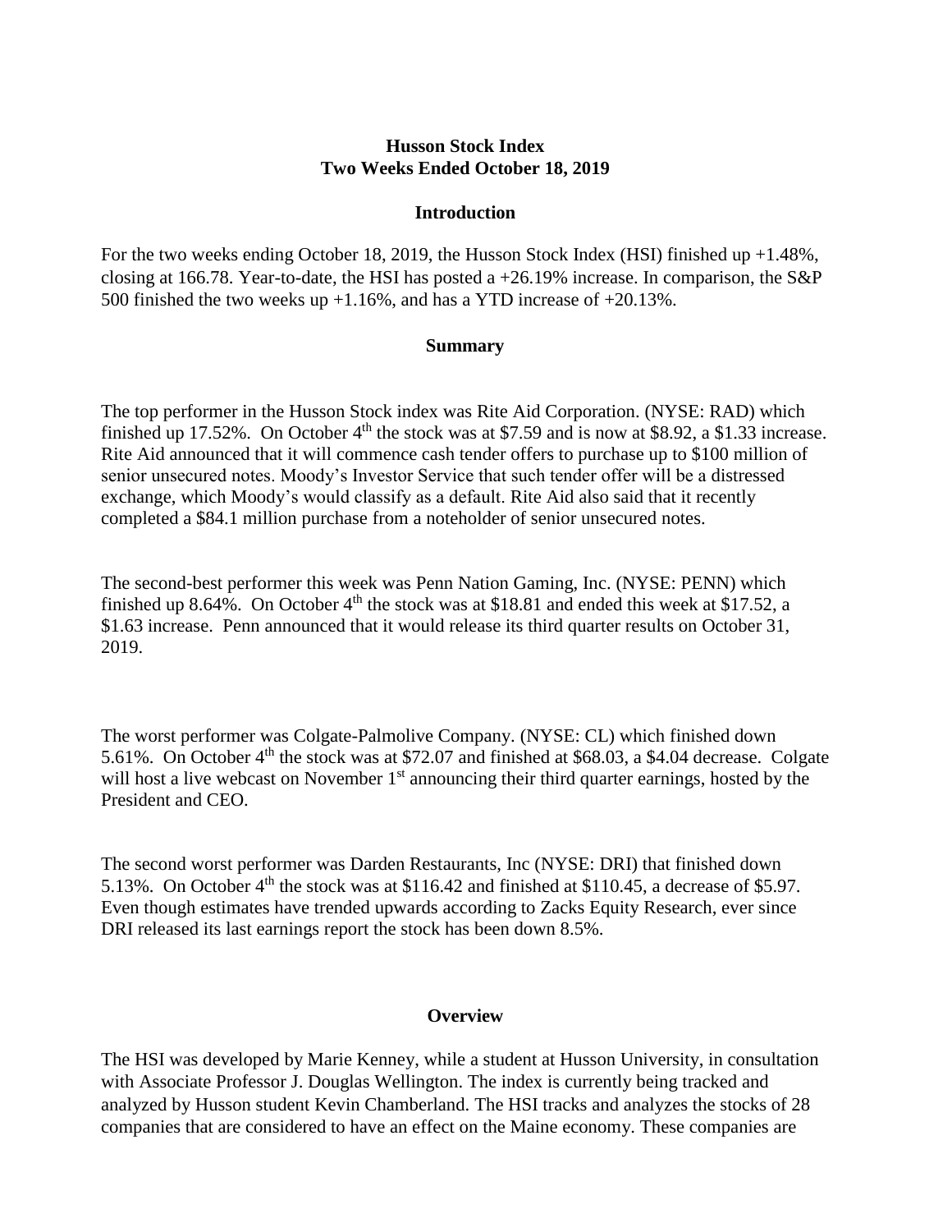# Husson Stock Index
## Two Weeks Ended October 18, 2019

### Introduction

For the two weeks ending October 18, 2019, the Husson Stock Index (HSI) finished up +1.48%, closing at 166.78. Year-to-date, the HSI has posted a +26.19% increase. In comparison, the S&P 500 finished the two weeks up +1.16%, and has a YTD increase of +20.13%.

### Summary

The top performer in the Husson Stock index was Rite Aid Corporation. (NYSE: RAD) which finished up 17.52%. On October 4th the stock was at $7.59 and is now at $8.92, a $1.33 increase. Rite Aid announced that it will commence cash tender offers to purchase up to $100 million of senior unsecured notes. Moody's Investor Service that such tender offer will be a distressed exchange, which Moody's would classify as a default. Rite Aid also said that it recently completed a $84.1 million purchase from a noteholder of senior unsecured notes.

The second-best performer this week was Penn Nation Gaming, Inc. (NYSE: PENN) which finished up 8.64%. On October 4th the stock was at $18.81 and ended this week at $17.52, a $1.63 increase. Penn announced that it would release its third quarter results on October 31, 2019.

The worst performer was Colgate-Palmolive Company. (NYSE: CL) which finished down 5.61%. On October 4th the stock was at $72.07 and finished at $68.03, a $4.04 decrease. Colgate will host a live webcast on November 1st announcing their third quarter earnings, hosted by the President and CEO.

The second worst performer was Darden Restaurants, Inc (NYSE: DRI) that finished down 5.13%. On October 4th the stock was at $116.42 and finished at $110.45, a decrease of $5.97. Even though estimates have trended upwards according to Zacks Equity Research, ever since DRI released its last earnings report the stock has been down 8.5%.

### Overview

The HSI was developed by Marie Kenney, while a student at Husson University, in consultation with Associate Professor J. Douglas Wellington. The index is currently being tracked and analyzed by Husson student Kevin Chamberland. The HSI tracks and analyzes the stocks of 28 companies that are considered to have an effect on the Maine economy. These companies are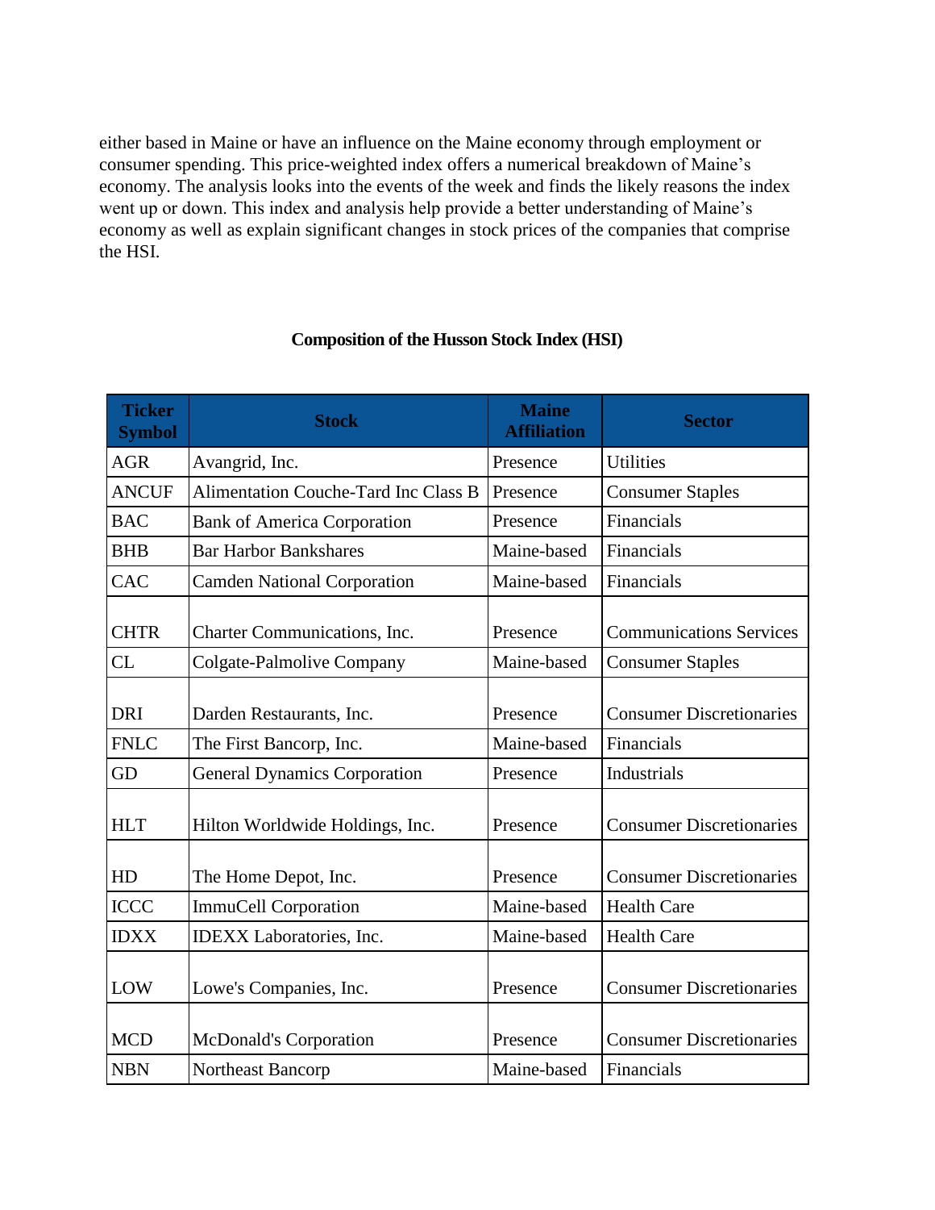either based in Maine or have an influence on the Maine economy through employment or consumer spending. This price-weighted index offers a numerical breakdown of Maine's economy. The analysis looks into the events of the week and finds the likely reasons the index went up or down. This index and analysis help provide a better understanding of Maine's economy as well as explain significant changes in stock prices of the companies that comprise the HSI.

**Composition of the Husson Stock Index (HSI)**

| Ticker Symbol | Stock | Maine Affiliation | Sector |
|---|---|---|---|
| AGR | Avangrid, Inc. | Presence | Utilities |
| ANCUF | Alimentation Couche-Tard Inc Class B | Presence | Consumer Staples |
| BAC | Bank of America Corporation | Presence | Financials |
| BHB | Bar Harbor Bankshares | Maine-based | Financials |
| CAC | Camden National Corporation | Maine-based | Financials |
| CHTR | Charter Communications, Inc. | Presence | Communications Services |
| CL | Colgate-Palmolive Company | Maine-based | Consumer Staples |
| DRI | Darden Restaurants, Inc. | Presence | Consumer Discretionaries |
| FNLC | The First Bancorp, Inc. | Maine-based | Financials |
| GD | General Dynamics Corporation | Presence | Industrials |
| HLT | Hilton Worldwide Holdings, Inc. | Presence | Consumer Discretionaries |
| HD | The Home Depot, Inc. | Presence | Consumer Discretionaries |
| ICCC | ImmuCell Corporation | Maine-based | Health Care |
| IDXX | IDEXX Laboratories, Inc. | Maine-based | Health Care |
| LOW | Lowe's Companies, Inc. | Presence | Consumer Discretionaries |
| MCD | McDonald's Corporation | Presence | Consumer Discretionaries |
| NBN | Northeast Bancorp | Maine-based | Financials |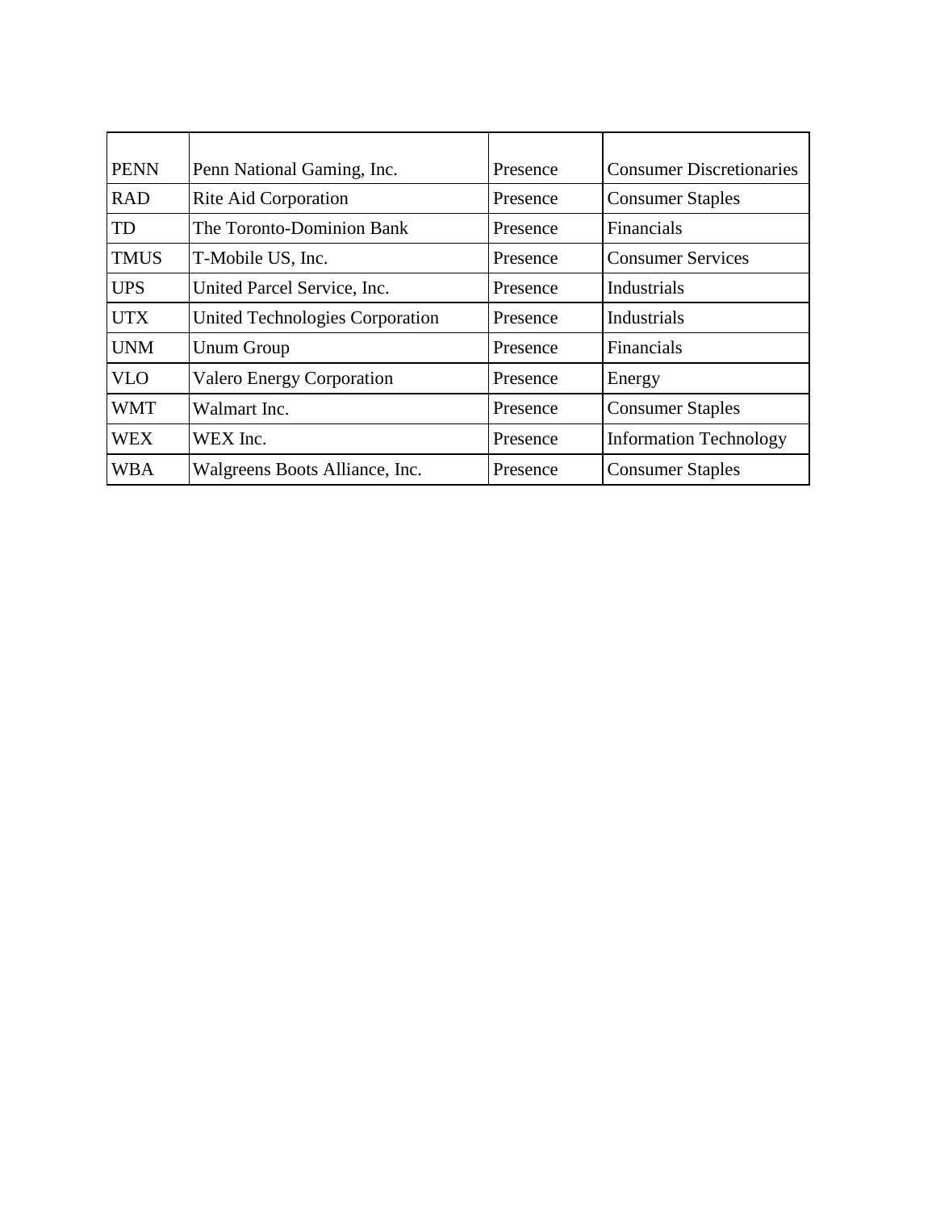| PENN | Penn National Gaming, Inc. | Presence | Consumer Discretionaries |
|---|---|---|---|
| RAD | Rite Aid Corporation | Presence | Consumer Staples |
| TD | The Toronto-Dominion Bank | Presence | Financials |
| TMUS | T-Mobile US, Inc. | Presence | Consumer Services |
| UPS | United Parcel Service, Inc. | Presence | Industrials |
| UTX | United Technologies Corporation | Presence | Industrials |
| UNM | Unum Group | Presence | Financials |
| VLO | Valero Energy Corporation | Presence | Energy |
| WMT | Walmart Inc. | Presence | Consumer Staples |
| WEX | WEX Inc. | Presence | Information Technology |
| WBA | Walgreens Boots Alliance, Inc. | Presence | Consumer Staples |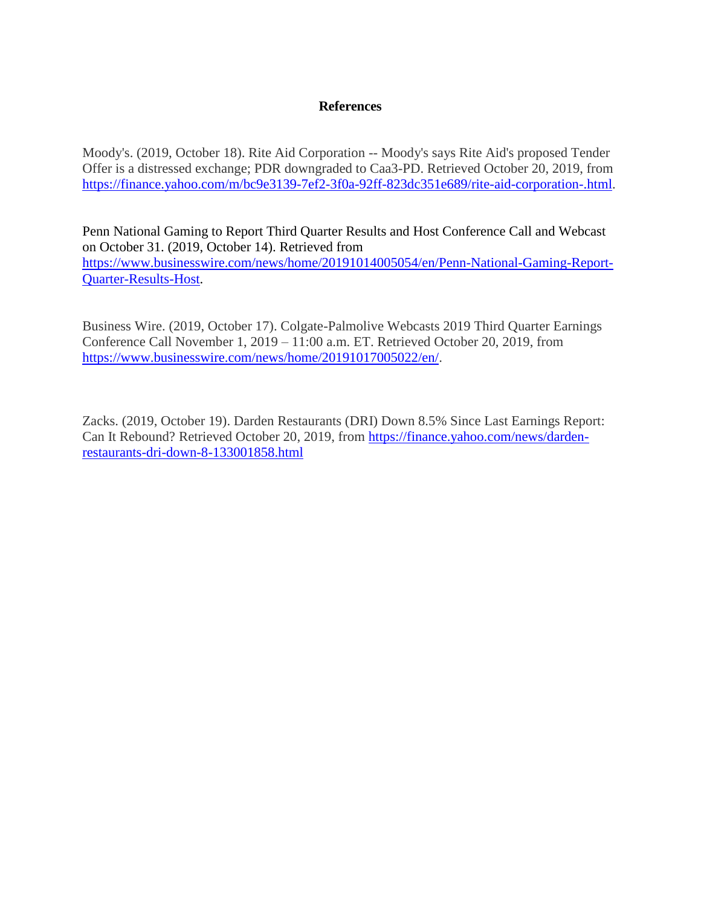# References

Moody's. (2019, October 18). Rite Aid Corporation -- Moody's says Rite Aid's proposed Tender Offer is a distressed exchange; PDR downgraded to Caa3-PD. Retrieved October 20, 2019, from https://finance.yahoo.com/m/bc9e3139-7ef2-3f0a-92ff-823dc351e689/rite-aid-corporation-.html.

Penn National Gaming to Report Third Quarter Results and Host Conference Call and Webcast on October 31. (2019, October 14). Retrieved from https://www.businesswire.com/news/home/20191014005054/en/Penn-National-Gaming-Report-Quarter-Results-Host.

Business Wire. (2019, October 17). Colgate-Palmolive Webcasts 2019 Third Quarter Earnings Conference Call November 1, 2019 – 11:00 a.m. ET. Retrieved October 20, 2019, from https://www.businesswire.com/news/home/20191017005022/en/.

Zacks. (2019, October 19). Darden Restaurants (DRI) Down 8.5% Since Last Earnings Report: Can It Rebound? Retrieved October 20, 2019, from https://finance.yahoo.com/news/darden-restaurants-dri-down-8-133001858.html